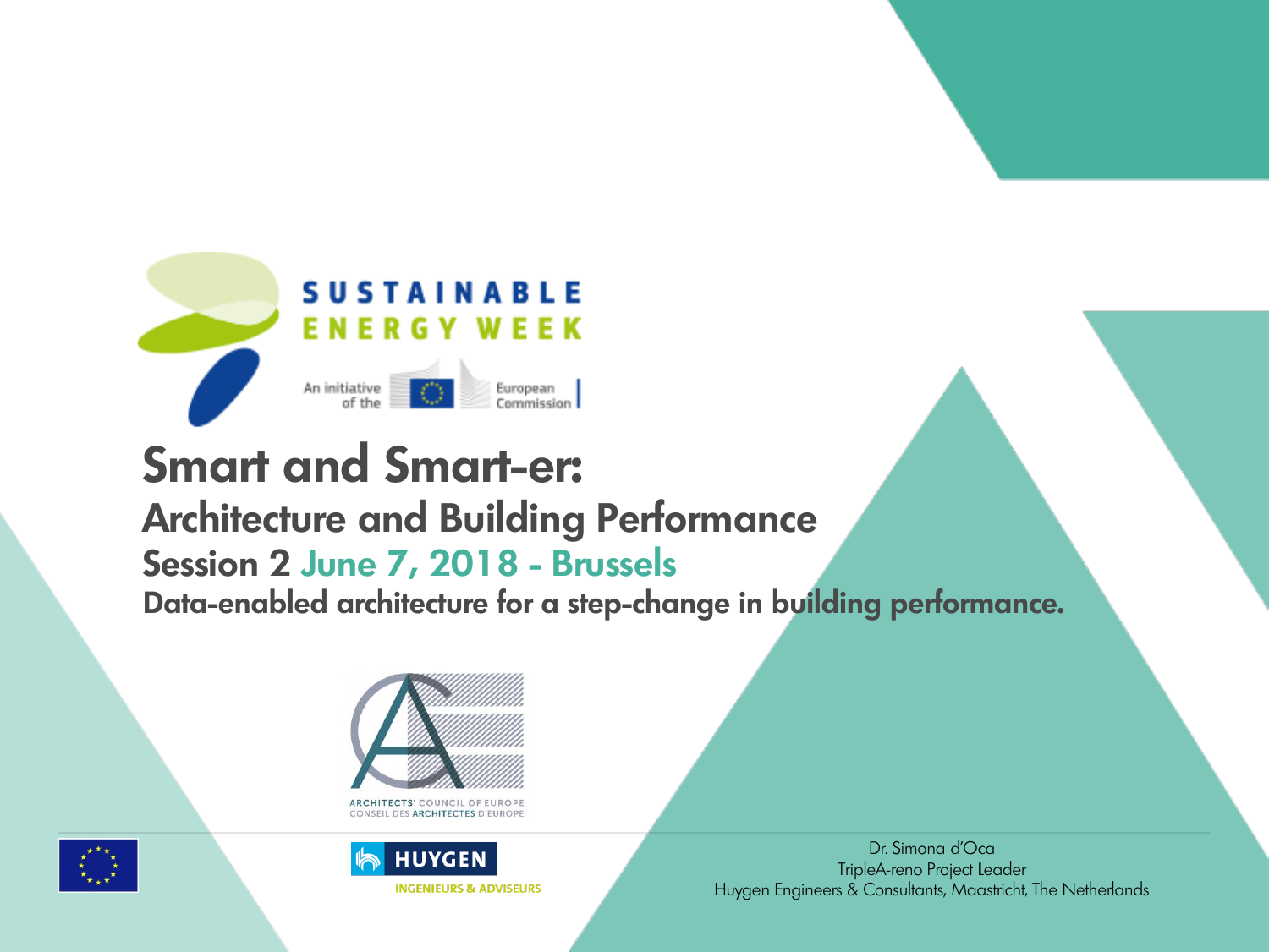SUSTAINABLE ENERGY WEEK

An initiative of the European Commission

# Smart and Smart-er:

## Architecture and Building Performance

### Session 2 June 7, 2018 - Brussels

**Data-enabled architecture for a step-change in building performance.**

ARCHITECTS' COUNCIL OF EUROPE
CONSEIL DES ARCHITECTES D'EUROPE

HUYGEN
INGENIEURS & ADVISEURS

Dr. Simona d'Oca
TripleA-reno Project Leader
Huygen Engineers & Consultants, Maastricht, The Netherlands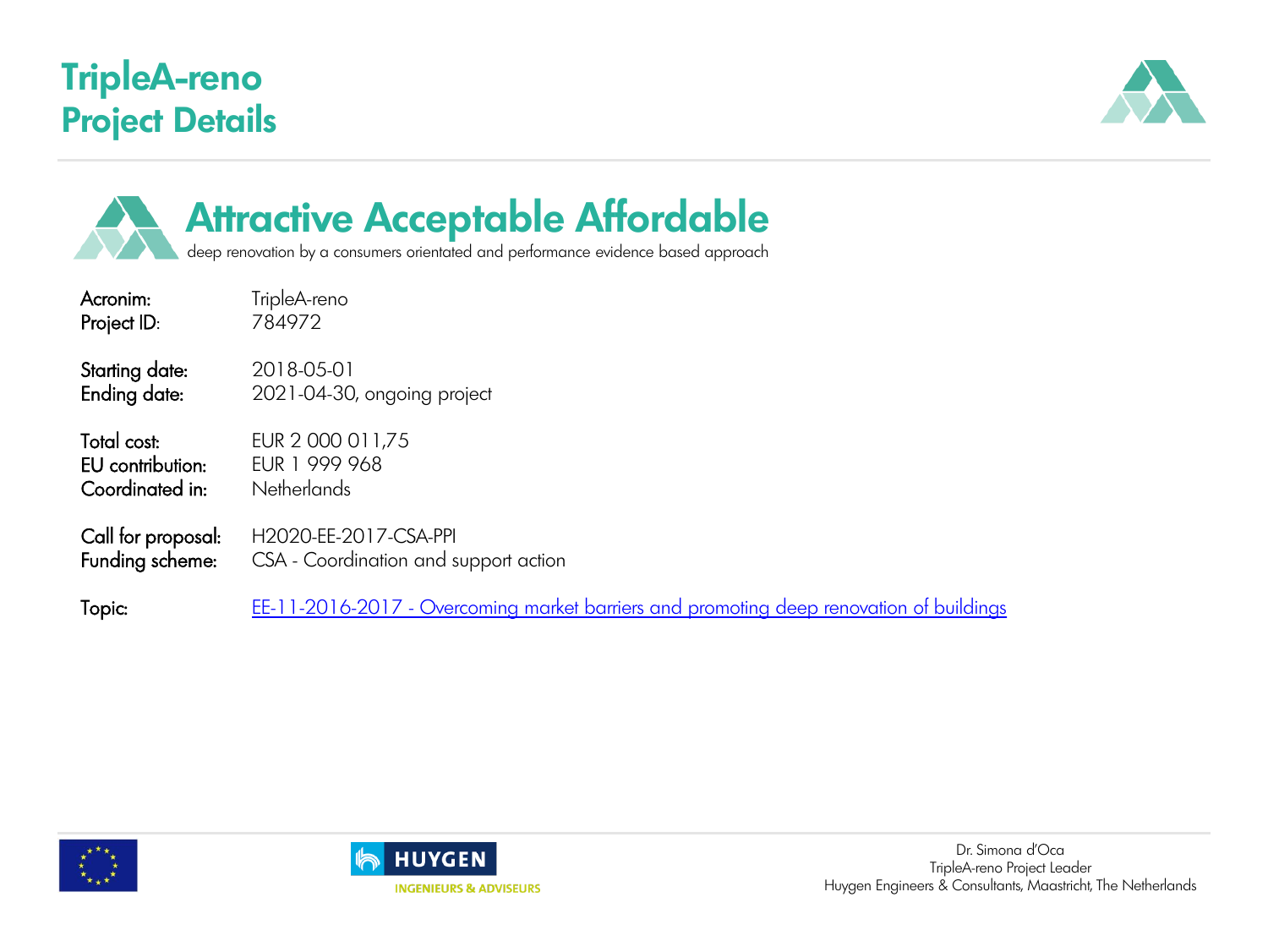# TripleA-reno
# Project Details

## Attractive Acceptable Affordable

deep renovation by a consumers orientated and performance evidence based approach

| | |
|---|---|
| Acronim: | TripleA-reno |
| Project ID: | 784972 |
| Starting date: | 2018-05-01 |
| Ending date: | 2021-04-30, ongoing project |
| Total cost: | EUR 2 000 011,75 |
| EU contribution: | EUR 1 999 968 |
| Coordinated in: | Netherlands |
| Call for proposal: | H2020-EE-2017-CSA-PPI |
| Funding scheme: | CSA - Coordination and support action |
| Topic: | EE-11-2016-2017 - Overcoming market barriers and promoting deep renovation of buildings |

HUYGEN
INGENIEURS & ADVISEURS

Dr. Simona d'Oca
TripleA-reno Project Leader
Huygen Engineers & Consultants, Maastricht, The Netherlands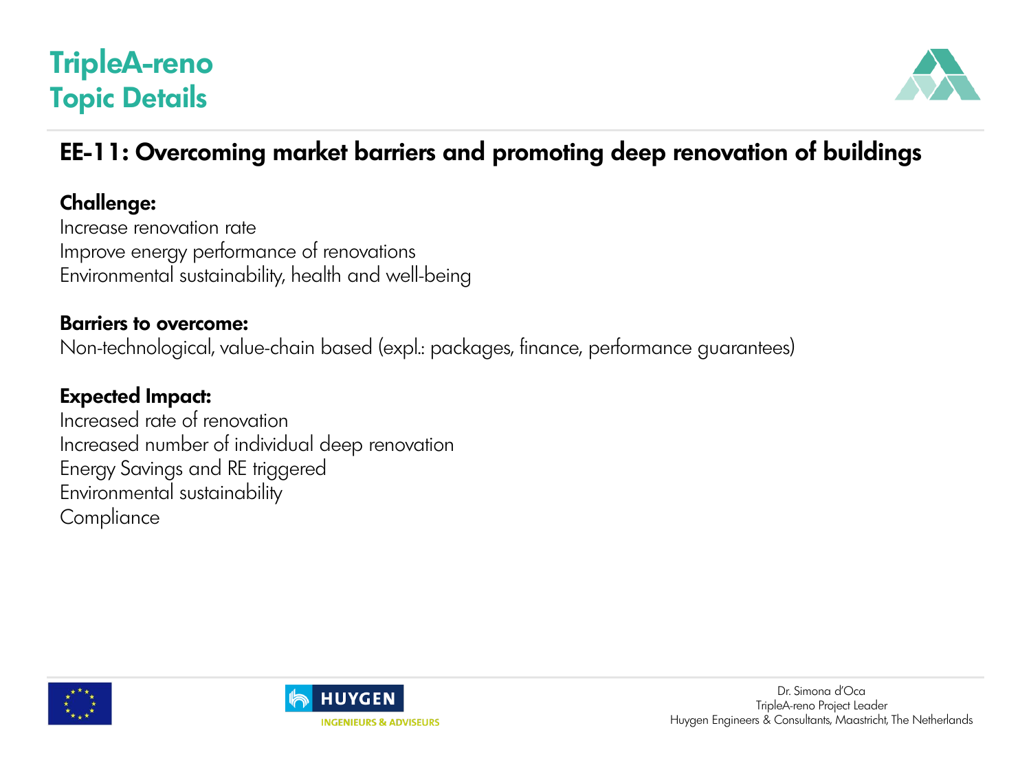# TripleA-reno
## Topic Details

### EE-11: Overcoming market barriers and promoting deep renovation of buildings

**Challenge:**
Increase renovation rate
Improve energy performance of renovations
Environmental sustainability, health and well-being

**Barriers to overcome:**
Non-technological, value-chain based (expl.: packages, finance, performance guarantees)

**Expected Impact:**
Increased rate of renovation
Increased number of individual deep renovation
Energy Savings and RE triggered
Environmental sustainability
Compliance

HUYGEN
INGENIEURS & ADVISEURS

Dr. Simona d'Oca
TripleA-reno Project Leader
Huygen Engineers & Consultants, Maastricht, The Netherlands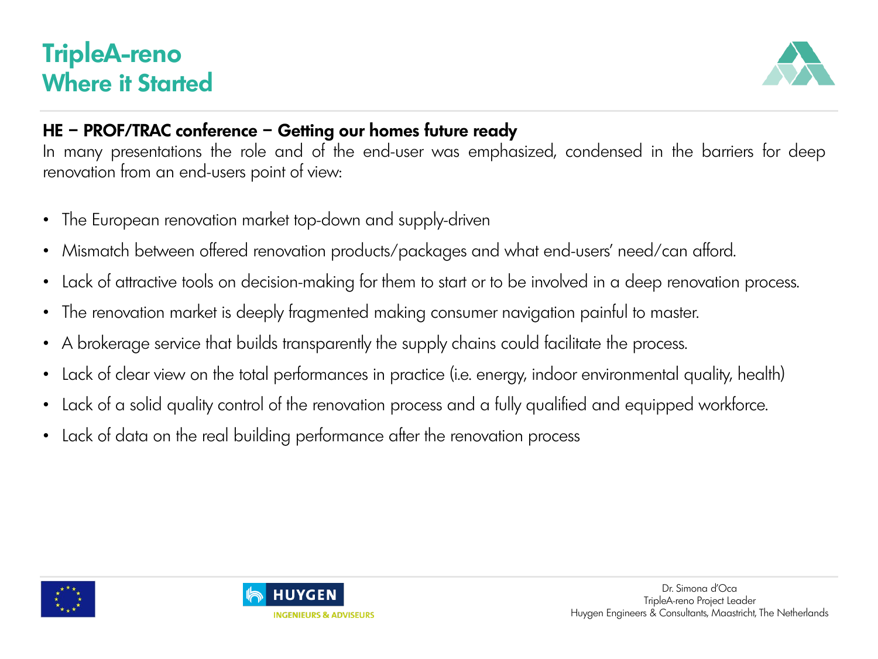# TripleA-reno
## Where it Started

**HE – PROF/TRAC conference – Getting our homes future ready**

In many presentations the role and of the end-user was emphasized, condensed in the barriers for deep renovation from an end-users point of view:

- The European renovation market top-down and supply-driven
- Mismatch between offered renovation products/packages and what end-users' need/can afford.
- Lack of attractive tools on decision-making for them to start or to be involved in a deep renovation process.
- The renovation market is deeply fragmented making consumer navigation painful to master.
- A brokerage service that builds transparently the supply chains could facilitate the process.
- Lack of clear view on the total performances in practice (i.e. energy, indoor environmental quality, health)
- Lack of a solid quality control of the renovation process and a fully qualified and equipped workforce.
- Lack of data on the real building performance after the renovation process

Dr. Simona d'Oca
TripleA-reno Project Leader
Huygen Engineers & Consultants, Maastricht, The Netherlands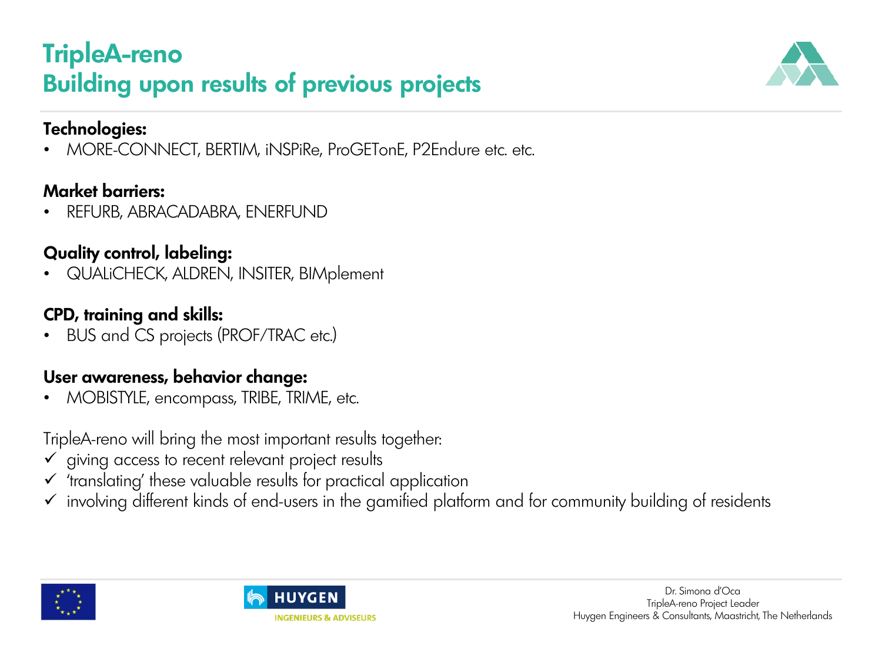# TripleA-reno
## Building upon results of previous projects

**Technologies:**
- MORE-CONNECT, BERTIM, iNSPiRe, ProGETonE, P2Endure etc. etc.

**Market barriers:**
- REFURB, ABRACADABRA, ENERFUND

**Quality control, labeling:**
- QUALiCHECK, ALDREN, INSITER, BIMplement

**CPD, training and skills:**
- BUS and CS projects (PROF/TRAC etc.)

**User awareness, behavior change:**
- MOBISTYLE, encompass, TRIBE, TRIME, etc.

TripleA-reno will bring the most important results together:

- ✓ giving access to recent relevant project results
- ✓ 'translating' these valuable results for practical application
- ✓ involving different kinds of end-users in the gamified platform and for community building of residents

HUYGEN INGENIEURS & ADVISEURS

Dr. Simona d'Oca
TripleA-reno Project Leader
Huygen Engineers & Consultants, Maastricht, The Netherlands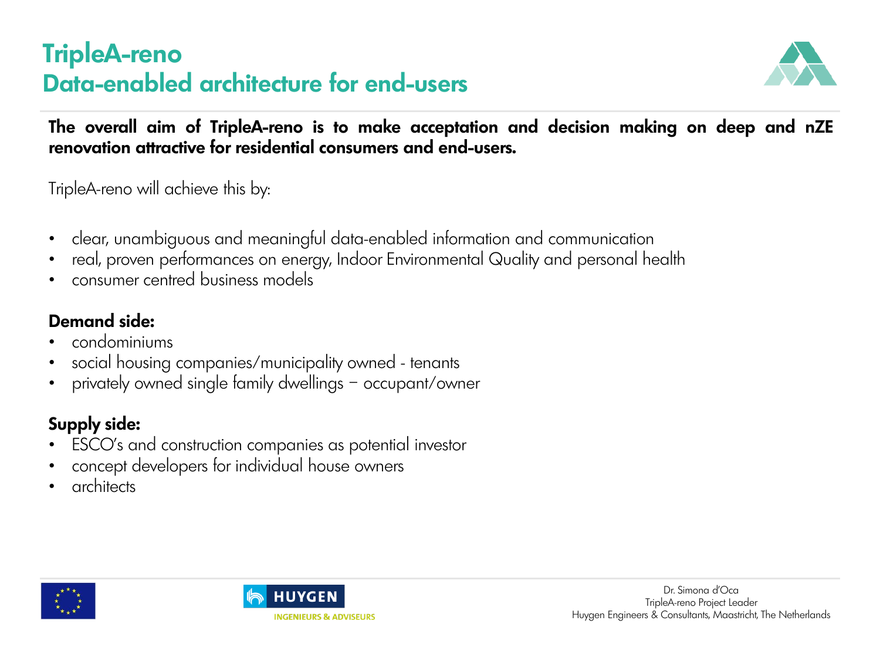# TripleA-reno
## Data-enabled architecture for end-users

**The overall aim of TripleA-reno is to make acceptation and decision making on deep and nZE renovation attractive for residential consumers and end-users.**

TripleA-reno will achieve this by:

- clear, unambiguous and meaningful data-enabled information and communication
- real, proven performances on energy, Indoor Environmental Quality and personal health
- consumer centred business models

**Demand side:**

- condominiums
- social housing companies/municipality owned - tenants
- privately owned single family dwellings – occupant/owner

**Supply side:**

- ESCO's and construction companies as potential investor
- concept developers for individual house owners
- architects

HUYGEN INGENIEURS & ADVISEURS

Dr. Simona d'Oca
TripleA-reno Project Leader
Huygen Engineers & Consultants, Maastricht, The Netherlands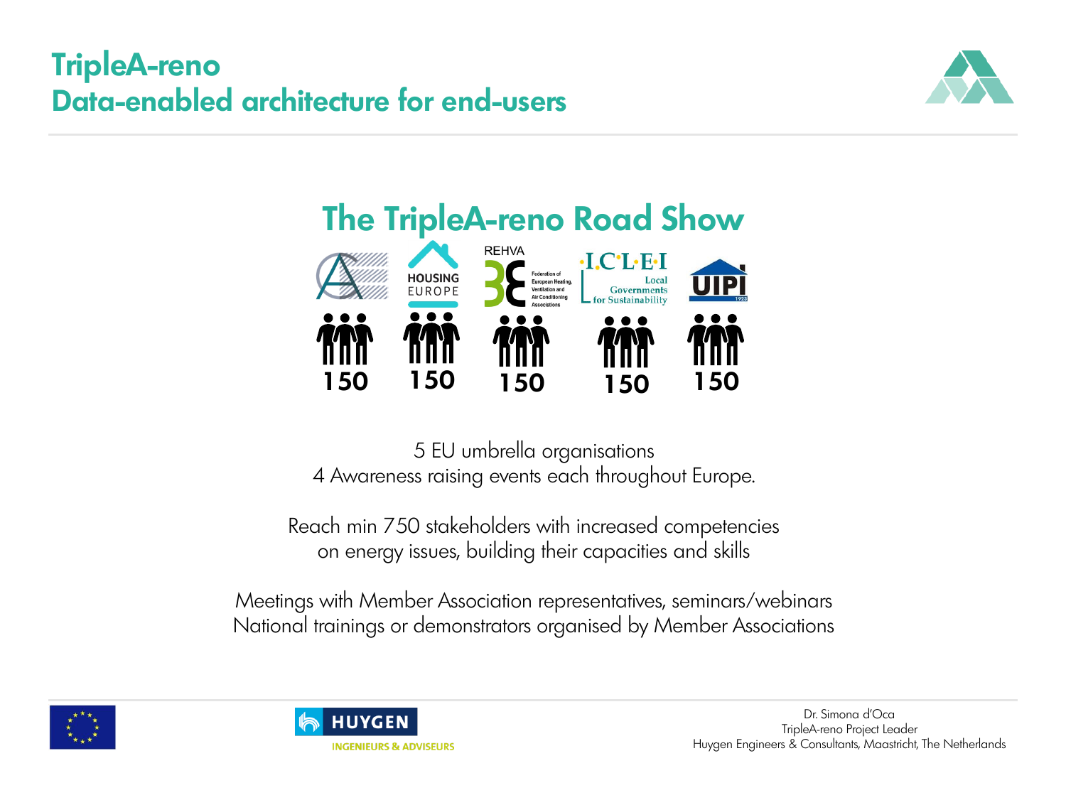# TripleA-reno
## Data-enabled architecture for end-users

## The TripleA-reno Road Show

HOUSING EUROPE | REHVA Federation of European Heating, Ventilation and Air Conditioning Associations | ICLEI Local Governments for Sustainability | UIPI

150 | 150 | 150 | 150 | 150

5 EU umbrella organisations
4 Awareness raising events each throughout Europe.

Reach min 750 stakeholders with increased competencies
on energy issues, building their capacities and skills

Meetings with Member Association representatives, seminars/webinars
National trainings or demonstrators organised by Member Associations

HUYGEN INGENIEURS & ADVISEURS

Dr. Simona d'Oca
TripleA-reno Project Leader
Huygen Engineers & Consultants, Maastricht, The Netherlands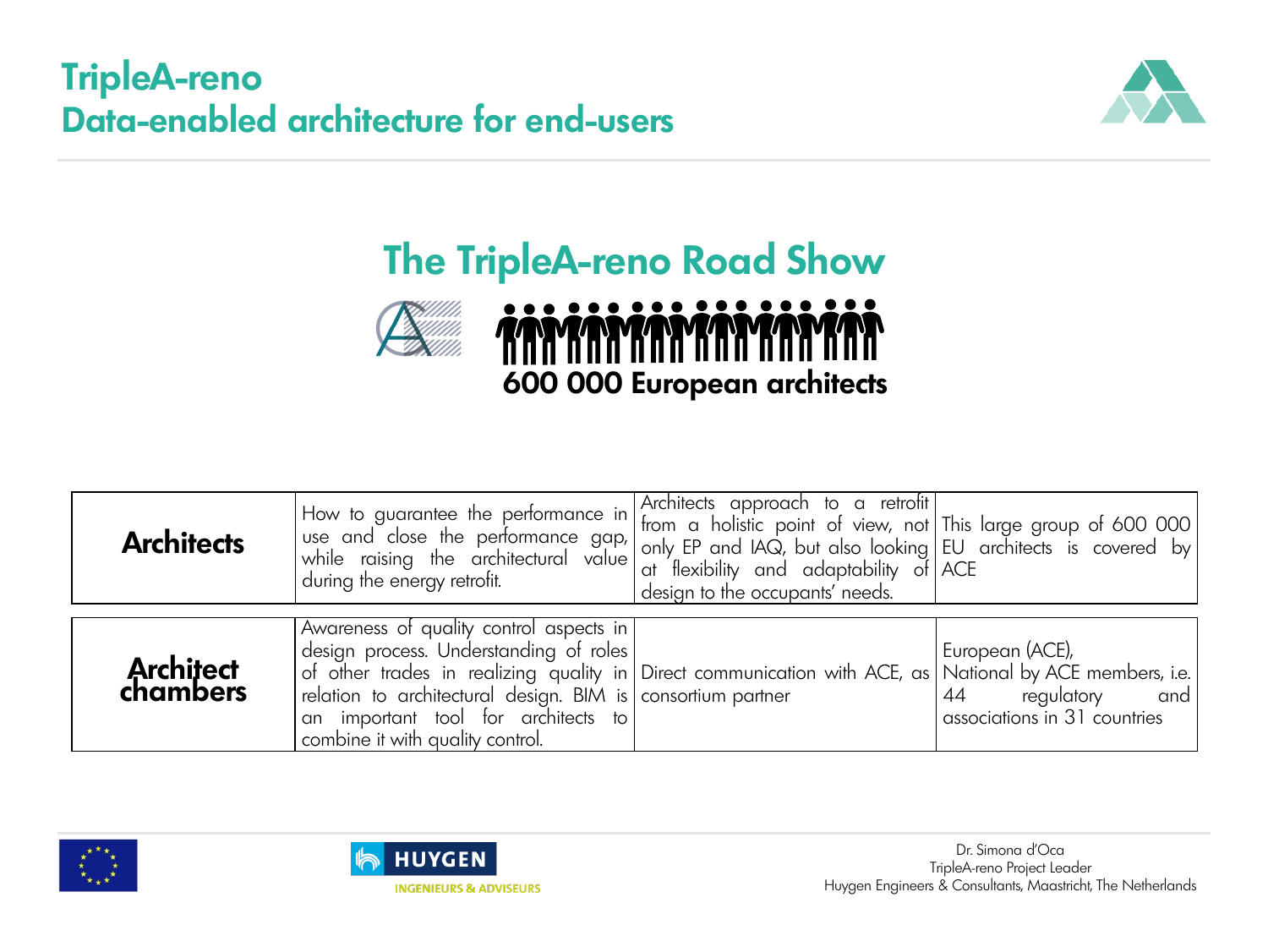# TripleA-reno
## Data-enabled architecture for end-users

## The TripleA-reno Road Show

**600 000 European architects**

| | | | |
|---|---|---|---|
| **Architects** | How to guarantee the performance in use and close the performance gap, while raising the architectural value during the energy retrofit. | Architects approach to a retrofit from a holistic point of view, not only EP and IAQ, but also looking at flexibility and adaptability of design to the occupants' needs. | This large group of 600 000 EU architects is covered by ACE |
| **Architect chambers** | Awareness of quality control aspects in design process. Understanding of roles of other trades in realizing quality in relation to architectural design. BIM is an important tool for architects to combine it with quality control. | Direct communication with ACE, as consortium partner | European (ACE), National by ACE members, i.e. 44 regulatory and associations in 31 countries |

HUYGEN INGENIEURS & ADVISEURS

Dr. Simona d'Oca
TripleA-reno Project Leader
Huygen Engineers & Consultants, Maastricht, The Netherlands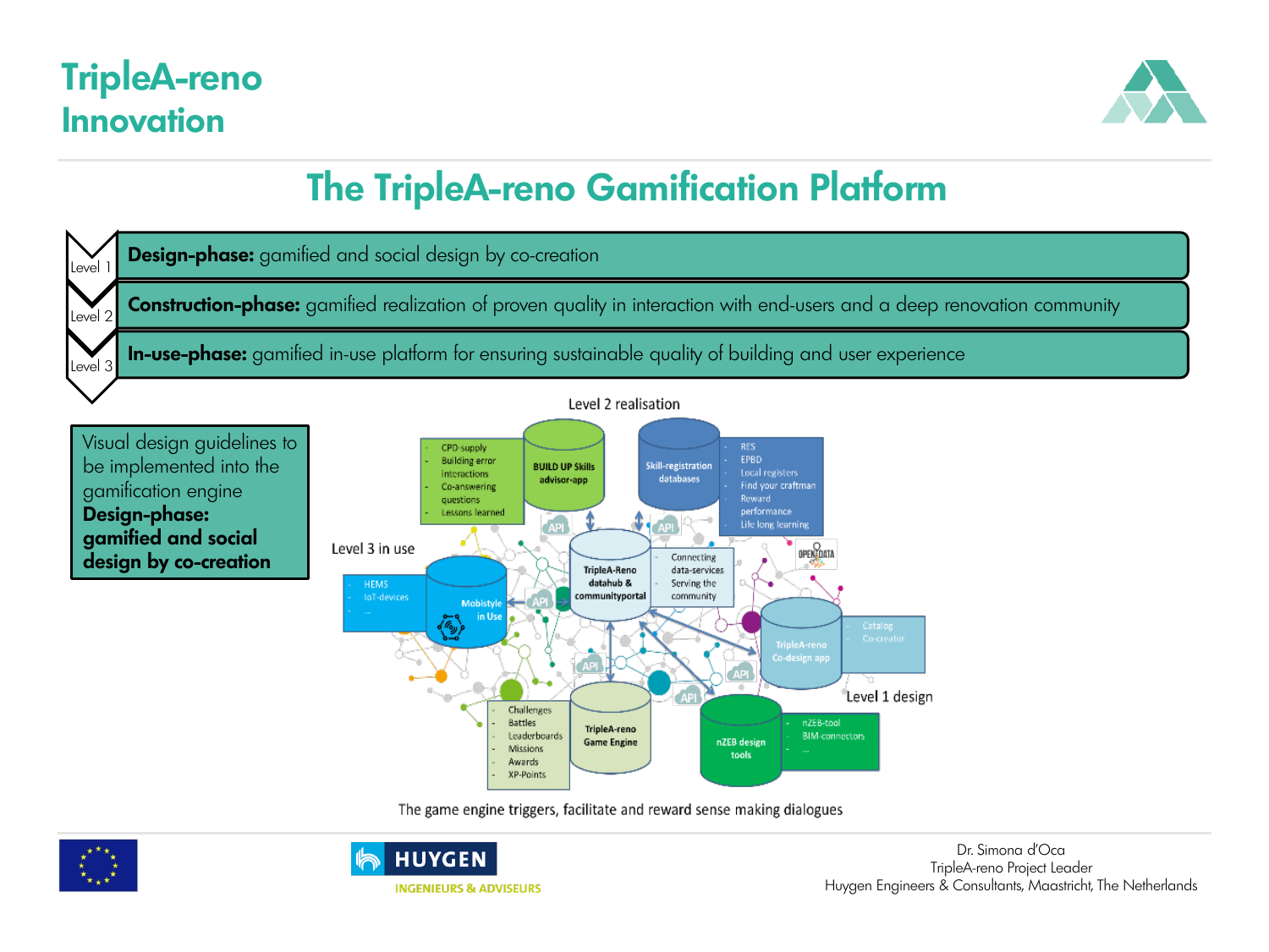# TripleA-reno Innovation

## The TripleA-reno Gamification Platform

- Level 1 — **Design-phase:** gamified and social design by co-creation
- Level 2 — **Construction-phase:** gamified realization of proven quality in interaction with end-users and a deep renovation community
- Level 3 — **In-use-phase:** gamified in-use platform for ensuring sustainable quality of building and user experience

Visual design guidelines to be implemented into the gamification engine
**Design-phase: gamified and social design by co-creation**

Level 2 realisation

- CPD-supply
- Building error interactions
- Co-answering questions
- Lessons learned

BUILD UP Skills advisor-app

Skill-registration databases

- RES
- EPBD
- Local registers
- Find your craftman
- Reward performance
- Life long learning

Level 3 in use

- HEMS
- IoT-devices
- ...

Mobistyle in Use

TripleA-Reno datahub & communityportal

- Connecting data-services
- Serving the community

OPEN DATA

TripleA-reno Co-design app

- Catalog
- Co-creator

Level 1 design

- Challenges
- Battles
- Leaderboards
- Missions
- Awards
- XP-Points

TripleA-reno Game Engine

nZEB design tools

- nZEB-tool
- BIM-connectors
- ...

API

The game engine triggers, facilitate and reward sense making dialogues

Dr. Simona d'Oca
TripleA-reno Project Leader
Huygen Engineers & Consultants, Maastricht, The Netherlands

HUYGEN INGENIEURS & ADVISEURS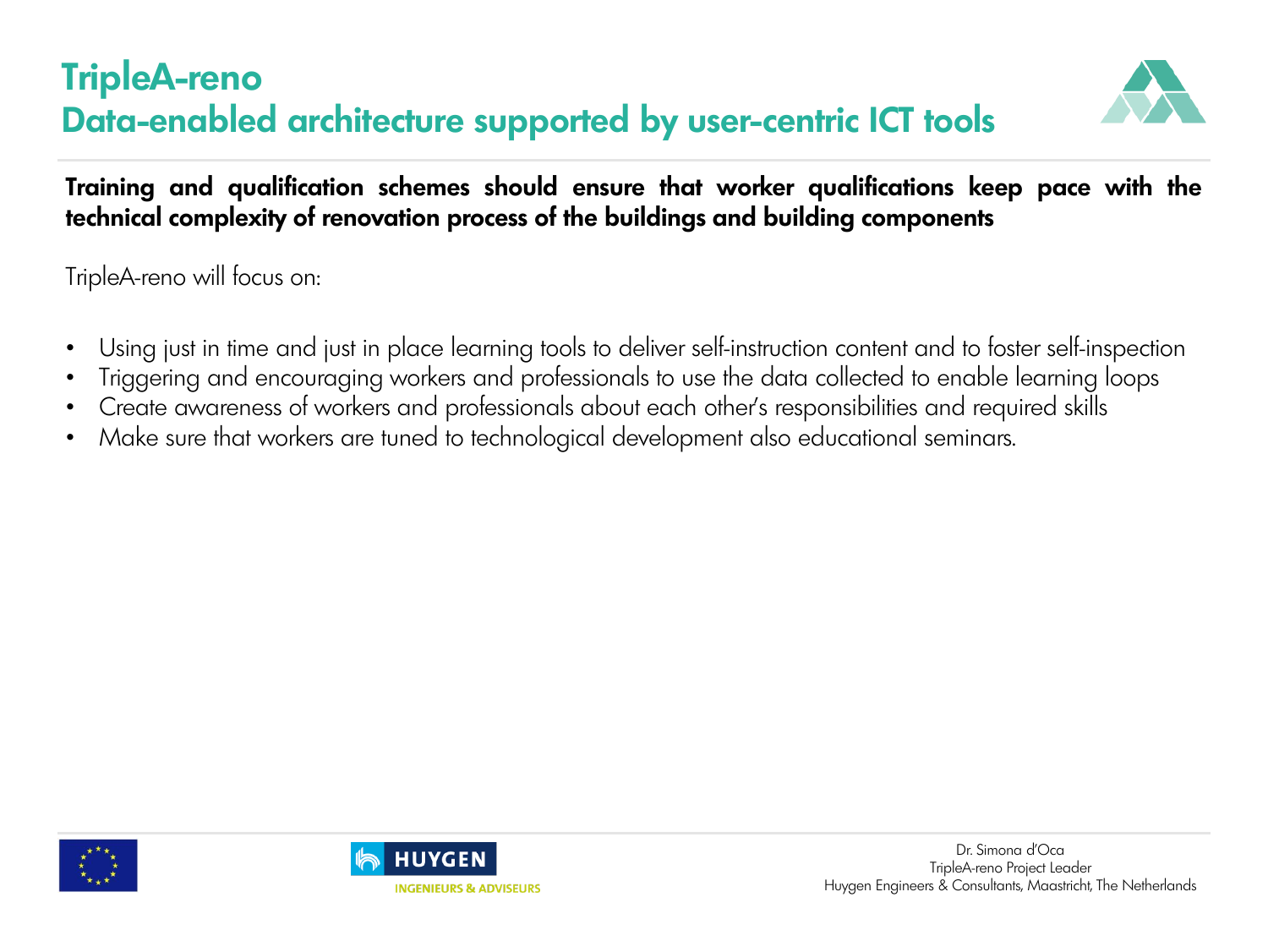# TripleA-reno
## Data-enabled architecture supported by user-centric ICT tools

**Training and qualification schemes should ensure that worker qualifications keep pace with the technical complexity of renovation process of the buildings and building components**

TripleA-reno will focus on:

- Using just in time and just in place learning tools to deliver self-instruction content and to foster self-inspection
- Triggering and encouraging workers and professionals to use the data collected to enable learning loops
- Create awareness of workers and professionals about each other's responsibilities and required skills
- Make sure that workers are tuned to technological development also educational seminars.

Dr. Simona d'Oca
TripleA-reno Project Leader
Huygen Engineers & Consultants, Maastricht, The Netherlands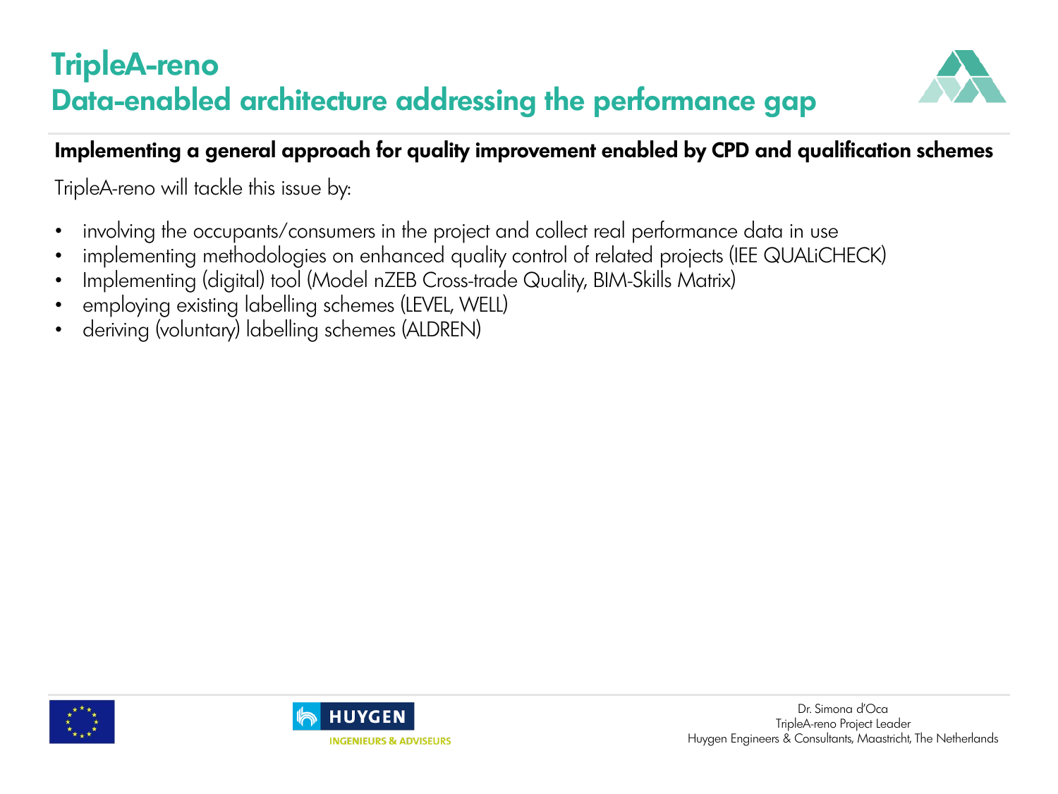# TripleA-reno
## Data-enabled architecture addressing the performance gap

**Implementing a general approach for quality improvement enabled by CPD and qualification schemes**

TripleA-reno will tackle this issue by:

- involving the occupants/consumers in the project and collect real performance data in use
- implementing methodologies on enhanced quality control of related projects (IEE QUALiCHECK)
- Implementing (digital) tool (Model nZEB Cross-trade Quality, BIM-Skills Matrix)
- employing existing labelling schemes (LEVEL, WELL)
- deriving (voluntary) labelling schemes (ALDREN)

HUYGEN
INGENIEURS & ADVISEURS

Dr. Simona d'Oca
TripleA-reno Project Leader
Huygen Engineers & Consultants, Maastricht, The Netherlands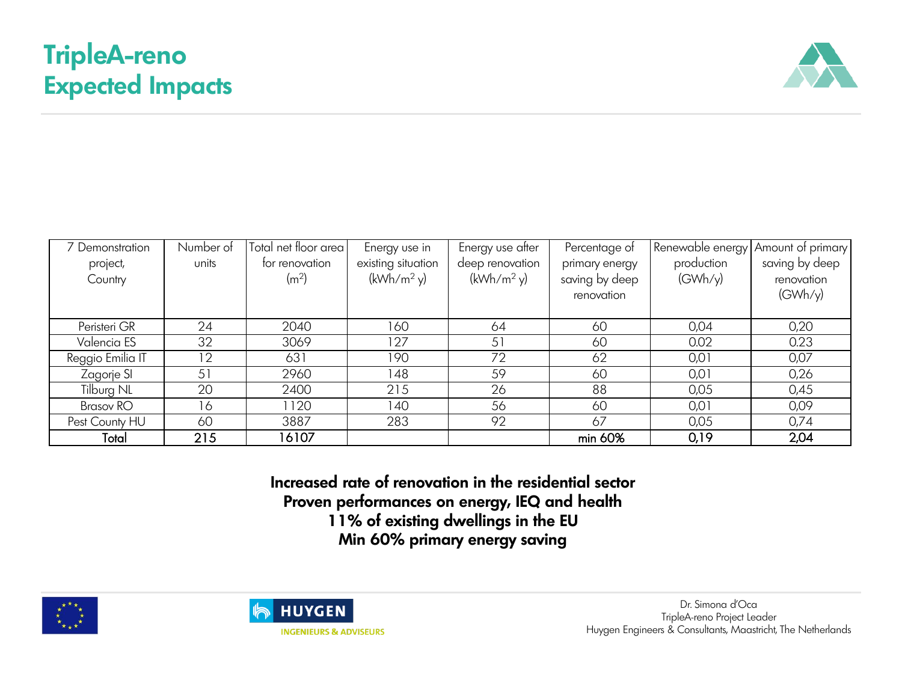# TripleA-reno
## Expected Impacts

| 7 Demonstration project, Country | Number of units | Total net floor area for renovation ($m^2$) | Energy use in existing situation ($kWh/m^2$ y) | Energy use after deep renovation ($kWh/m^2$ y) | Percentage of primary energy saving by deep renovation | Renewable energy production (GWh/y) | Amount of primary saving by deep renovation (GWh/y) |
|---|---|---|---|---|---|---|---|
| Peristeri GR | 24 | 2040 | 160 | 64 | 60 | 0,04 | 0,20 |
| Valencia ES | 32 | 3069 | 127 | 51 | 60 | 0.02 | 0.23 |
| Reggio Emilia IT | 12 | 631 | 190 | 72 | 62 | 0,01 | 0,07 |
| Zagorje SI | 51 | 2960 | 148 | 59 | 60 | 0,01 | 0,26 |
| Tilburg NL | 20 | 2400 | 215 | 26 | 88 | 0,05 | 0,45 |
| Brasov RO | 16 | 1120 | 140 | 56 | 60 | 0,01 | 0,09 |
| Pest County HU | 60 | 3887 | 283 | 92 | 67 | 0,05 | 0,74 |
| Total | 215 | 16107 | | | min 60% | 0,19 | 2,04 |

**Increased rate of renovation in the residential sector**
**Proven performances on energy, IEQ and health**
**11% of existing dwellings in the EU**
**Min 60% primary energy saving**

HUYGEN INGENIEURS & ADVISEURS

Dr. Simona d'Oca
TripleA-reno Project Leader
Huygen Engineers & Consultants, Maastricht, The Netherlands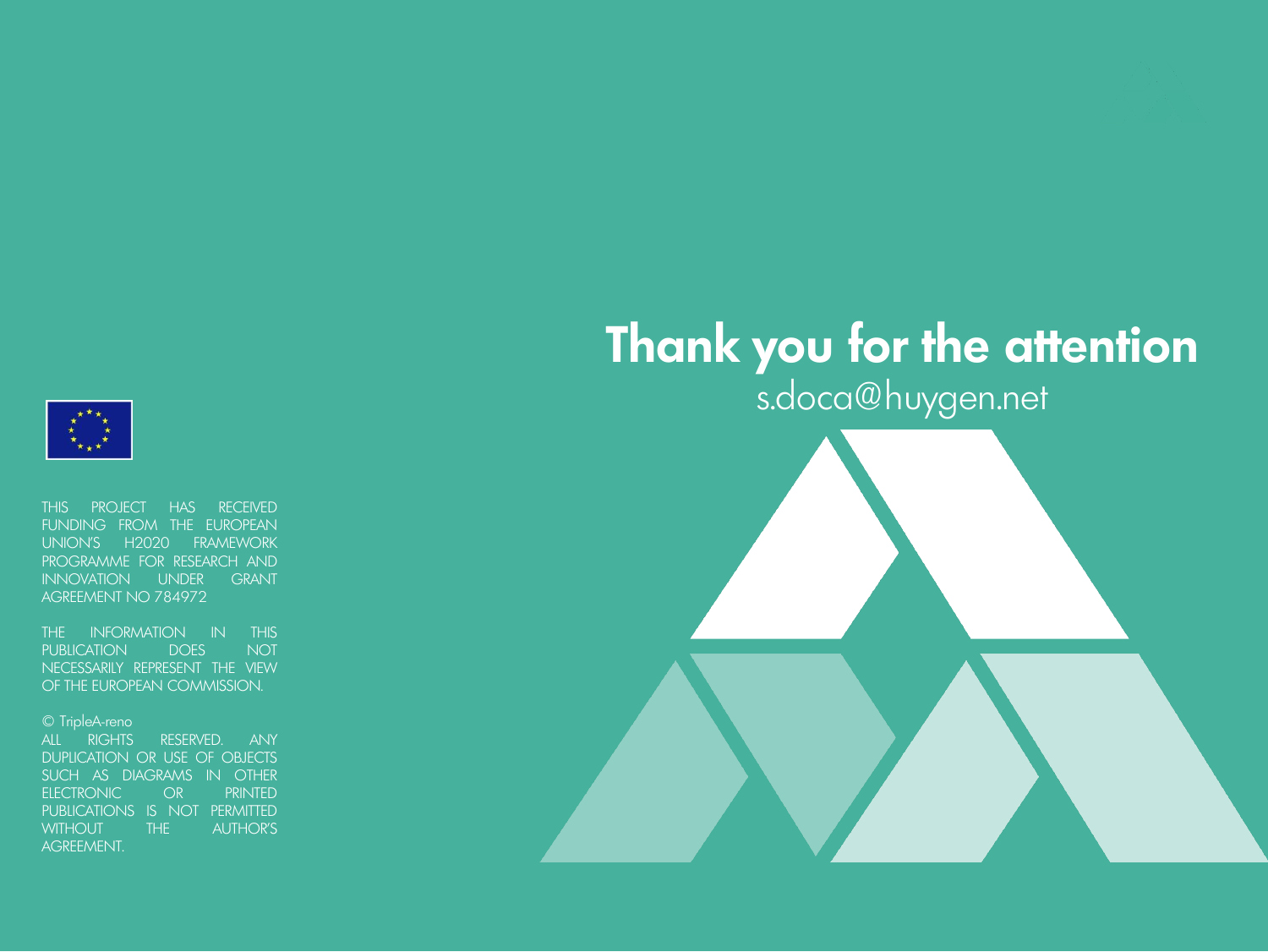# Thank you for the attention

s.doca@huygen.net

THIS PROJECT HAS RECEIVED FUNDING FROM THE EUROPEAN UNION'S H2020 FRAMEWORK PROGRAMME FOR RESEARCH AND INNOVATION UNDER GRANT AGREEMENT NO 784972

THE INFORMATION IN THIS PUBLICATION DOES NOT NECESSARILY REPRESENT THE VIEW OF THE EUROPEAN COMMISSION.

© TripleA-reno
ALL RIGHTS RESERVED. ANY DUPLICATION OR USE OF OBJECTS SUCH AS DIAGRAMS IN OTHER ELECTRONIC OR PRINTED PUBLICATIONS IS NOT PERMITTED WITHOUT THE AUTHOR'S AGREEMENT.